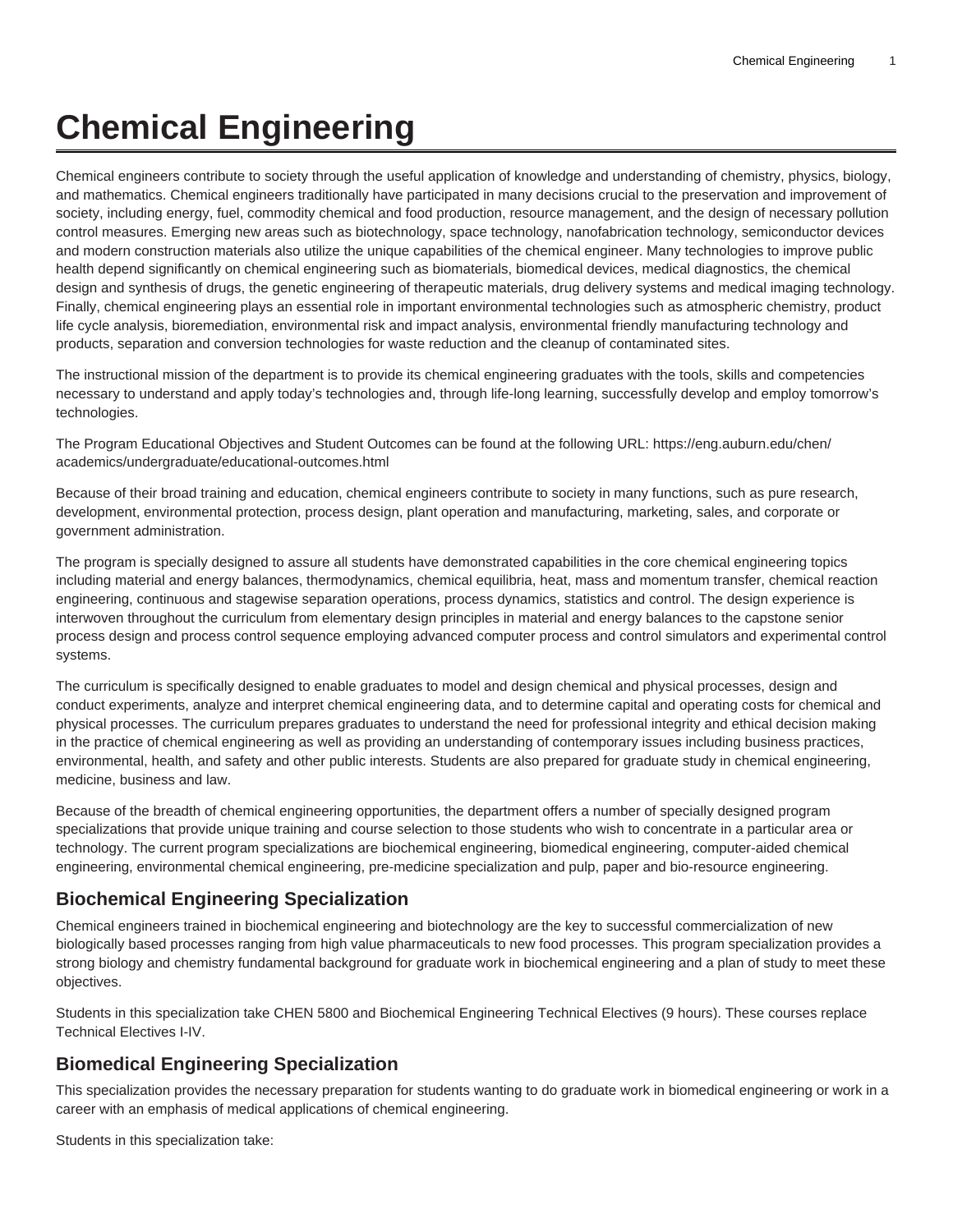# Chemical Engineering

Chemical engineers contribute to society through the useful application of knowledge and understanding of chemistry, physics, biology, and mathematics. Chemical engineers traditionally have participated in many decisions crucial to the preservation and improvement of society, including energy, fuel, commodity chemical and food production, resource management, and the design of necessary pollution control measures. Emerging new areas such as biotechnology, space technology, nanofabrication technology, semiconductor devices and modern construction materials also utilize the unique capabilities of the chemical engineer. Many technologies to improve public health depend significantly on chemical engineering such as biomaterials, biomedical devices, medical diagnostics, the chemical design and synthesis of drugs, the genetic engineering of therapeutic materials, drug delivery systems and medical imaging technology. Finally, chemical engineering plays an essential role in important environmental technologies such as atmospheric chemistry, product life cycle analysis, bioremediation, environmental risk and impact analysis, environmental friendly manufacturing technology and products, separation and conversion technologies for waste reduction and the cleanup of contaminated sites.

The instructional mission of the department is to provide its chemical engineering graduates with the tools, skills and competencies necessary to understand and apply today's technologies and, through life-long learning, successfully develop and employ tomorrow's technologies.

The Program Educational Objectives and Student Outcomes can be found at the following URL: https://eng.auburn.edu/chen/academics/undergraduate/educational-outcomes.html

Because of their broad training and education, chemical engineers contribute to society in many functions, such as pure research, development, environmental protection, process design, plant operation and manufacturing, marketing, sales, and corporate or government administration.

The program is specially designed to assure all students have demonstrated capabilities in the core chemical engineering topics including material and energy balances, thermodynamics, chemical equilibria, heat, mass and momentum transfer, chemical reaction engineering, continuous and stagewise separation operations, process dynamics, statistics and control. The design experience is interwoven throughout the curriculum from elementary design principles in material and energy balances to the capstone senior process design and process control sequence employing advanced computer process and control simulators and experimental control systems.

The curriculum is specifically designed to enable graduates to model and design chemical and physical processes, design and conduct experiments, analyze and interpret chemical engineering data, and to determine capital and operating costs for chemical and physical processes. The curriculum prepares graduates to understand the need for professional integrity and ethical decision making in the practice of chemical engineering as well as providing an understanding of contemporary issues including business practices, environmental, health, and safety and other public interests. Students are also prepared for graduate study in chemical engineering, medicine, business and law.

Because of the breadth of chemical engineering opportunities, the department offers a number of specially designed program specializations that provide unique training and course selection to those students who wish to concentrate in a particular area or technology. The current program specializations are biochemical engineering, biomedical engineering, computer-aided chemical engineering, environmental chemical engineering, pre-medicine specialization and pulp, paper and bio-resource engineering.

## Biochemical Engineering Specialization

Chemical engineers trained in biochemical engineering and biotechnology are the key to successful commercialization of new biologically based processes ranging from high value pharmaceuticals to new food processes. This program specialization provides a strong biology and chemistry fundamental background for graduate work in biochemical engineering and a plan of study to meet these objectives.

Students in this specialization take CHEN 5800 and Biochemical Engineering Technical Electives (9 hours). These courses replace Technical Electives I-IV.

## Biomedical Engineering Specialization

This specialization provides the necessary preparation for students wanting to do graduate work in biomedical engineering or work in a career with an emphasis of medical applications of chemical engineering.

Students in this specialization take: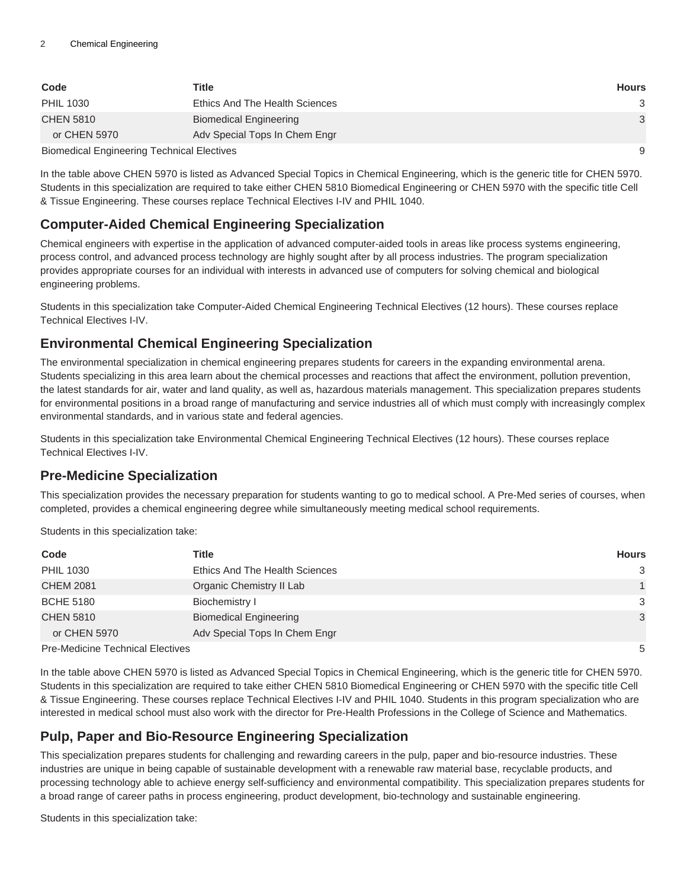| Code | Title | Hours |
|---|---|---|
| PHIL 1030 | Ethics And The Health Sciences | 3 |
| CHEN 5810 | Biomedical Engineering | 3 |
| or CHEN 5970 | Adv Special Tops In Chem Engr | |
| Biomedical Engineering Technical Electives | | 9 |

In the table above CHEN 5970 is listed as Advanced Special Topics in Chemical Engineering, which is the generic title for CHEN 5970. Students in this specialization are required to take either CHEN 5810 Biomedical Engineering or CHEN 5970 with the specific title Cell & Tissue Engineering. These courses replace Technical Electives I-IV and PHIL 1040.

## Computer-Aided Chemical Engineering Specialization

Chemical engineers with expertise in the application of advanced computer-aided tools in areas like process systems engineering, process control, and advanced process technology are highly sought after by all process industries. The program specialization provides appropriate courses for an individual with interests in advanced use of computers for solving chemical and biological engineering problems.

Students in this specialization take Computer-Aided Chemical Engineering Technical Electives (12 hours). These courses replace Technical Electives I-IV.

## Environmental Chemical Engineering Specialization

The environmental specialization in chemical engineering prepares students for careers in the expanding environmental arena. Students specializing in this area learn about the chemical processes and reactions that affect the environment, pollution prevention, the latest standards for air, water and land quality, as well as, hazardous materials management. This specialization prepares students for environmental positions in a broad range of manufacturing and service industries all of which must comply with increasingly complex environmental standards, and in various state and federal agencies.

Students in this specialization take Environmental Chemical Engineering Technical Electives (12 hours). These courses replace Technical Electives I-IV.

## Pre-Medicine Specialization

This specialization provides the necessary preparation for students wanting to go to medical school. A Pre-Med series of courses, when completed, provides a chemical engineering degree while simultaneously meeting medical school requirements.

Students in this specialization take:

| Code | Title | Hours |
|---|---|---|
| PHIL 1030 | Ethics And The Health Sciences | 3 |
| CHEM 2081 | Organic Chemistry II Lab | 1 |
| BCHE 5180 | Biochemistry I | 3 |
| CHEN 5810 | Biomedical Engineering | 3 |
| or CHEN 5970 | Adv Special Tops In Chem Engr | |
| Pre-Medicine Technical Electives | | 5 |

In the table above CHEN 5970 is listed as Advanced Special Topics in Chemical Engineering, which is the generic title for CHEN 5970. Students in this specialization are required to take either CHEN 5810 Biomedical Engineering or CHEN 5970 with the specific title Cell & Tissue Engineering. These courses replace Technical Electives I-IV and PHIL 1040. Students in this program specialization who are interested in medical school must also work with the director for Pre-Health Professions in the College of Science and Mathematics.

## Pulp, Paper and Bio-Resource Engineering Specialization

This specialization prepares students for challenging and rewarding careers in the pulp, paper and bio-resource industries. These industries are unique in being capable of sustainable development with a renewable raw material base, recyclable products, and processing technology able to achieve energy self-sufficiency and environmental compatibility. This specialization prepares students for a broad range of career paths in process engineering, product development, bio-technology and sustainable engineering.

Students in this specialization take: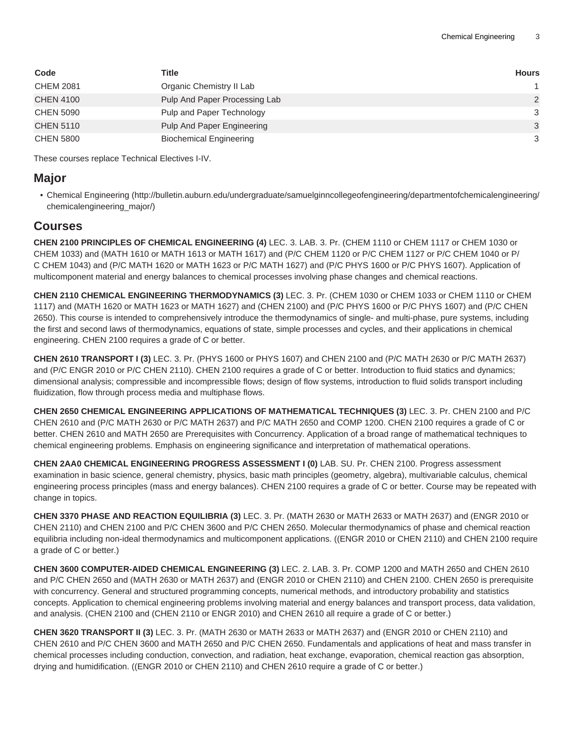| Code | Title | Hours |
| --- | --- | --- |
| CHEM 2081 | Organic Chemistry II Lab | 1 |
| CHEN 4100 | Pulp And Paper Processing Lab | 2 |
| CHEN 5090 | Pulp and Paper Technology | 3 |
| CHEN 5110 | Pulp And Paper Engineering | 3 |
| CHEN 5800 | Biochemical Engineering | 3 |

These courses replace Technical Electives I-IV.

## Major

- Chemical Engineering (http://bulletin.auburn.edu/undergraduate/samuelginncollegeofengineering/departmentofchemicalengineering/chemicalengineering_major/)

## Courses

**CHEN 2100 PRINCIPLES OF CHEMICAL ENGINEERING (4)** LEC. 3. LAB. 3. Pr. (CHEM 1110 or CHEM 1117 or CHEM 1030 or CHEM 1033) and (MATH 1610 or MATH 1613 or MATH 1617) and (P/C CHEM 1120 or P/C CHEM 1127 or P/C CHEM 1040 or P/C CHEM 1043) and (P/C MATH 1620 or MATH 1623 or P/C MATH 1627) and (P/C PHYS 1600 or P/C PHYS 1607). Application of multicomponent material and energy balances to chemical processes involving phase changes and chemical reactions.

**CHEN 2110 CHEMICAL ENGINEERING THERMODYNAMICS (3)** LEC. 3. Pr. (CHEM 1030 or CHEM 1033 or CHEM 1110 or CHEM 1117) and (MATH 1620 or MATH 1623 or MATH 1627) and (CHEN 2100) and (P/C PHYS 1600 or P/C PHYS 1607) and (P/C CHEN 2650). This course is intended to comprehensively introduce the thermodynamics of single- and multi-phase, pure systems, including the first and second laws of thermodynamics, equations of state, simple processes and cycles, and their applications in chemical engineering. CHEN 2100 requires a grade of C or better.

**CHEN 2610 TRANSPORT I (3)** LEC. 3. Pr. (PHYS 1600 or PHYS 1607) and CHEN 2100 and (P/C MATH 2630 or P/C MATH 2637) and (P/C ENGR 2010 or P/C CHEN 2110). CHEN 2100 requires a grade of C or better. Introduction to fluid statics and dynamics; dimensional analysis; compressible and incompressible flows; design of flow systems, introduction to fluid solids transport including fluidization, flow through process media and multiphase flows.

**CHEN 2650 CHEMICAL ENGINEERING APPLICATIONS OF MATHEMATICAL TECHNIQUES (3)** LEC. 3. Pr. CHEN 2100 and P/C CHEN 2610 and (P/C MATH 2630 or P/C MATH 2637) and P/C MATH 2650 and COMP 1200. CHEN 2100 requires a grade of C or better. CHEN 2610 and MATH 2650 are Prerequisites with Concurrency. Application of a broad range of mathematical techniques to chemical engineering problems. Emphasis on engineering significance and interpretation of mathematical operations.

**CHEN 2AA0 CHEMICAL ENGINEERING PROGRESS ASSESSMENT I (0)** LAB. SU. Pr. CHEN 2100. Progress assessment examination in basic science, general chemistry, physics, basic math principles (geometry, algebra), multivariable calculus, chemical engineering process principles (mass and energy balances). CHEN 2100 requires a grade of C or better. Course may be repeated with change in topics.

**CHEN 3370 PHASE AND REACTION EQUILIBRIA (3)** LEC. 3. Pr. (MATH 2630 or MATH 2633 or MATH 2637) and (ENGR 2010 or CHEN 2110) and CHEN 2100 and P/C CHEN 3600 and P/C CHEN 2650. Molecular thermodynamics of phase and chemical reaction equilibria including non-ideal thermodynamics and multicomponent applications. ((ENGR 2010 or CHEN 2110) and CHEN 2100 require a grade of C or better.)

**CHEN 3600 COMPUTER-AIDED CHEMICAL ENGINEERING (3)** LEC. 2. LAB. 3. Pr. COMP 1200 and MATH 2650 and CHEN 2610 and P/C CHEN 2650 and (MATH 2630 or MATH 2637) and (ENGR 2010 or CHEN 2110) and CHEN 2100. CHEN 2650 is prerequisite with concurrency. General and structured programming concepts, numerical methods, and introductory probability and statistics concepts. Application to chemical engineering problems involving material and energy balances and transport process, data validation, and analysis. (CHEN 2100 and (CHEN 2110 or ENGR 2010) and CHEN 2610 all require a grade of C or better.)

**CHEN 3620 TRANSPORT II (3)** LEC. 3. Pr. (MATH 2630 or MATH 2633 or MATH 2637) and (ENGR 2010 or CHEN 2110) and CHEN 2610 and P/C CHEN 3600 and MATH 2650 and P/C CHEN 2650. Fundamentals and applications of heat and mass transfer in chemical processes including conduction, convection, and radiation, heat exchange, evaporation, chemical reaction gas absorption, drying and humidification. ((ENGR 2010 or CHEN 2110) and CHEN 2610 require a grade of C or better.)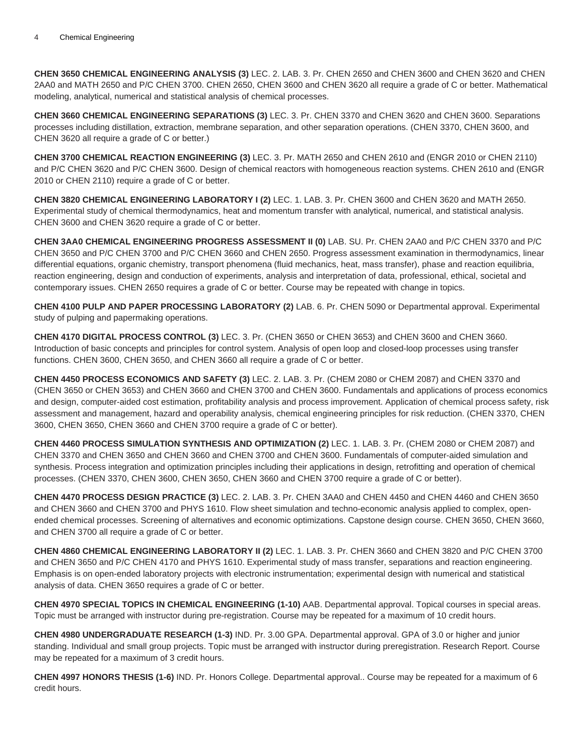**CHEN 3650 CHEMICAL ENGINEERING ANALYSIS (3)** LEC. 2. LAB. 3. Pr. CHEN 2650 and CHEN 3600 and CHEN 3620 and CHEN 2AA0 and MATH 2650 and P/C CHEN 3700. CHEN 2650, CHEN 3600 and CHEN 3620 all require a grade of C or better. Mathematical modeling, analytical, numerical and statistical analysis of chemical processes.

**CHEN 3660 CHEMICAL ENGINEERING SEPARATIONS (3)** LEC. 3. Pr. CHEN 3370 and CHEN 3620 and CHEN 3600. Separations processes including distillation, extraction, membrane separation, and other separation operations. (CHEN 3370, CHEN 3600, and CHEN 3620 all require a grade of C or better.)

**CHEN 3700 CHEMICAL REACTION ENGINEERING (3)** LEC. 3. Pr. MATH 2650 and CHEN 2610 and (ENGR 2010 or CHEN 2110) and P/C CHEN 3620 and P/C CHEN 3600. Design of chemical reactors with homogeneous reaction systems. CHEN 2610 and (ENGR 2010 or CHEN 2110) require a grade of C or better.

**CHEN 3820 CHEMICAL ENGINEERING LABORATORY I (2)** LEC. 1. LAB. 3. Pr. CHEN 3600 and CHEN 3620 and MATH 2650. Experimental study of chemical thermodynamics, heat and momentum transfer with analytical, numerical, and statistical analysis. CHEN 3600 and CHEN 3620 require a grade of C or better.

**CHEN 3AA0 CHEMICAL ENGINEERING PROGRESS ASSESSMENT II (0)** LAB. SU. Pr. CHEN 2AA0 and P/C CHEN 3370 and P/C CHEN 3650 and P/C CHEN 3700 and P/C CHEN 3660 and CHEN 2650. Progress assessment examination in thermodynamics, linear differential equations, organic chemistry, transport phenomena (fluid mechanics, heat, mass transfer), phase and reaction equilibria, reaction engineering, design and conduction of experiments, analysis and interpretation of data, professional, ethical, societal and contemporary issues. CHEN 2650 requires a grade of C or better. Course may be repeated with change in topics.

**CHEN 4100 PULP AND PAPER PROCESSING LABORATORY (2)** LAB. 6. Pr. CHEN 5090 or Departmental approval. Experimental study of pulping and papermaking operations.

**CHEN 4170 DIGITAL PROCESS CONTROL (3)** LEC. 3. Pr. (CHEN 3650 or CHEN 3653) and CHEN 3600 and CHEN 3660. Introduction of basic concepts and principles for control system. Analysis of open loop and closed-loop processes using transfer functions. CHEN 3600, CHEN 3650, and CHEN 3660 all require a grade of C or better.

**CHEN 4450 PROCESS ECONOMICS AND SAFETY (3)** LEC. 2. LAB. 3. Pr. (CHEM 2080 or CHEM 2087) and CHEN 3370 and (CHEN 3650 or CHEN 3653) and CHEN 3660 and CHEN 3700 and CHEN 3600. Fundamentals and applications of process economics and design, computer-aided cost estimation, profitability analysis and process improvement. Application of chemical process safety, risk assessment and management, hazard and operability analysis, chemical engineering principles for risk reduction. (CHEN 3370, CHEN 3600, CHEN 3650, CHEN 3660 and CHEN 3700 require a grade of C or better).

**CHEN 4460 PROCESS SIMULATION SYNTHESIS AND OPTIMIZATION (2)** LEC. 1. LAB. 3. Pr. (CHEM 2080 or CHEM 2087) and CHEN 3370 and CHEN 3650 and CHEN 3660 and CHEN 3700 and CHEN 3600. Fundamentals of computer-aided simulation and synthesis. Process integration and optimization principles including their applications in design, retrofitting and operation of chemical processes. (CHEN 3370, CHEN 3600, CHEN 3650, CHEN 3660 and CHEN 3700 require a grade of C or better).

**CHEN 4470 PROCESS DESIGN PRACTICE (3)** LEC. 2. LAB. 3. Pr. CHEN 3AA0 and CHEN 4450 and CHEN 4460 and CHEN 3650 and CHEN 3660 and CHEN 3700 and PHYS 1610. Flow sheet simulation and techno-economic analysis applied to complex, open-ended chemical processes. Screening of alternatives and economic optimizations. Capstone design course. CHEN 3650, CHEN 3660, and CHEN 3700 all require a grade of C or better.

**CHEN 4860 CHEMICAL ENGINEERING LABORATORY II (2)** LEC. 1. LAB. 3. Pr. CHEN 3660 and CHEN 3820 and P/C CHEN 3700 and CHEN 3650 and P/C CHEN 4170 and PHYS 1610. Experimental study of mass transfer, separations and reaction engineering. Emphasis is on open-ended laboratory projects with electronic instrumentation; experimental design with numerical and statistical analysis of data. CHEN 3650 requires a grade of C or better.

**CHEN 4970 SPECIAL TOPICS IN CHEMICAL ENGINEERING (1-10)** AAB. Departmental approval. Topical courses in special areas. Topic must be arranged with instructor during pre-registration. Course may be repeated for a maximum of 10 credit hours.

**CHEN 4980 UNDERGRADUATE RESEARCH (1-3)** IND. Pr. 3.00 GPA. Departmental approval. GPA of 3.0 or higher and junior standing. Individual and small group projects. Topic must be arranged with instructor during preregistration. Research Report. Course may be repeated for a maximum of 3 credit hours.

**CHEN 4997 HONORS THESIS (1-6)** IND. Pr. Honors College. Departmental approval.. Course may be repeated for a maximum of 6 credit hours.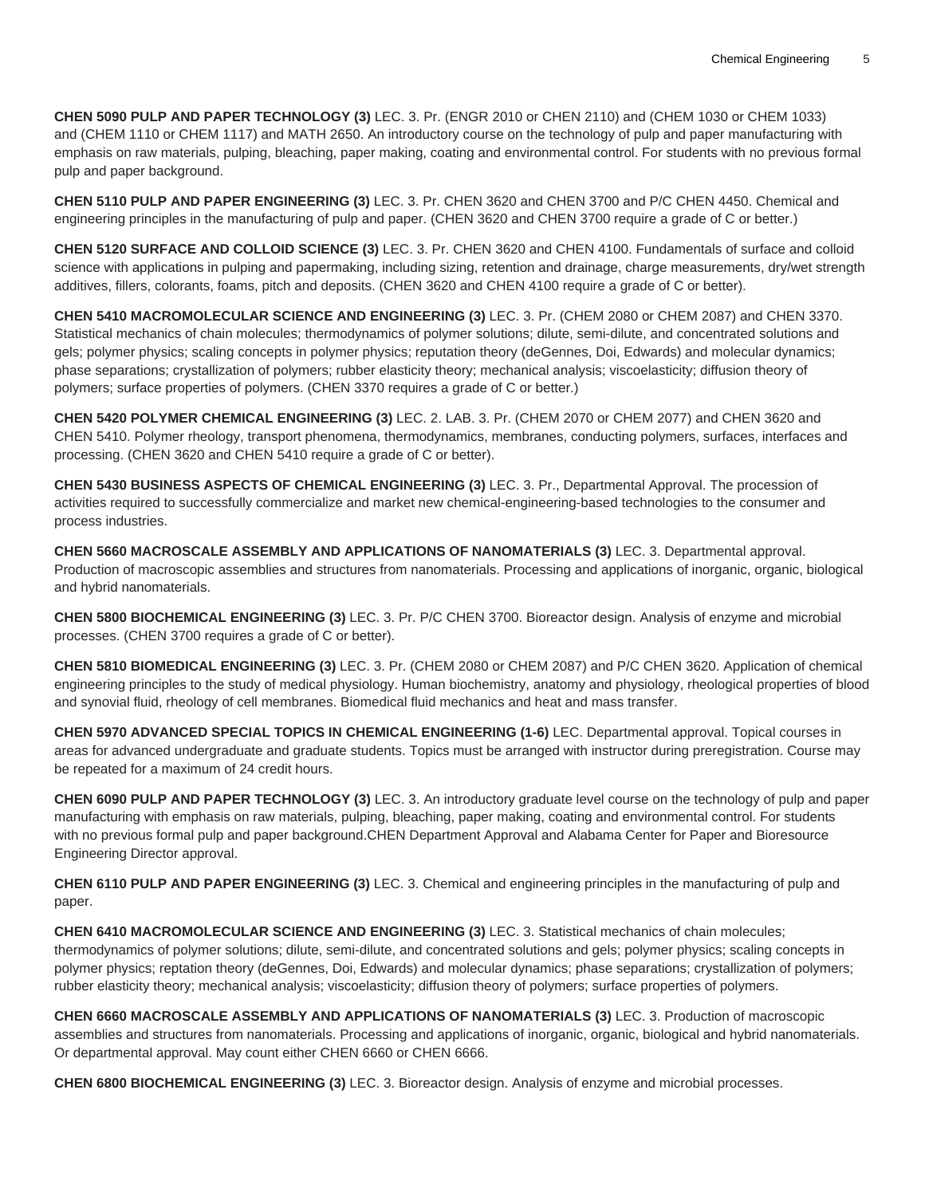**CHEN 5090 PULP AND PAPER TECHNOLOGY (3)** LEC. 3. Pr. (ENGR 2010 or CHEN 2110) and (CHEM 1030 or CHEM 1033) and (CHEM 1110 or CHEM 1117) and MATH 2650. An introductory course on the technology of pulp and paper manufacturing with emphasis on raw materials, pulping, bleaching, paper making, coating and environmental control. For students with no previous formal pulp and paper background.

**CHEN 5110 PULP AND PAPER ENGINEERING (3)** LEC. 3. Pr. CHEN 3620 and CHEN 3700 and P/C CHEN 4450. Chemical and engineering principles in the manufacturing of pulp and paper. (CHEN 3620 and CHEN 3700 require a grade of C or better.)

**CHEN 5120 SURFACE AND COLLOID SCIENCE (3)** LEC. 3. Pr. CHEN 3620 and CHEN 4100. Fundamentals of surface and colloid science with applications in pulping and papermaking, including sizing, retention and drainage, charge measurements, dry/wet strength additives, fillers, colorants, foams, pitch and deposits. (CHEN 3620 and CHEN 4100 require a grade of C or better).

**CHEN 5410 MACROMOLECULAR SCIENCE AND ENGINEERING (3)** LEC. 3. Pr. (CHEM 2080 or CHEM 2087) and CHEN 3370. Statistical mechanics of chain molecules; thermodynamics of polymer solutions; dilute, semi-dilute, and concentrated solutions and gels; polymer physics; scaling concepts in polymer physics; reputation theory (deGennes, Doi, Edwards) and molecular dynamics; phase separations; crystallization of polymers; rubber elasticity theory; mechanical analysis; viscoelasticity; diffusion theory of polymers; surface properties of polymers. (CHEN 3370 requires a grade of C or better.)

**CHEN 5420 POLYMER CHEMICAL ENGINEERING (3)** LEC. 2. LAB. 3. Pr. (CHEM 2070 or CHEM 2077) and CHEN 3620 and CHEN 5410. Polymer rheology, transport phenomena, thermodynamics, membranes, conducting polymers, surfaces, interfaces and processing. (CHEN 3620 and CHEN 5410 require a grade of C or better).

**CHEN 5430 BUSINESS ASPECTS OF CHEMICAL ENGINEERING (3)** LEC. 3. Pr., Departmental Approval. The procession of activities required to successfully commercialize and market new chemical-engineering-based technologies to the consumer and process industries.

**CHEN 5660 MACROSCALE ASSEMBLY AND APPLICATIONS OF NANOMATERIALS (3)** LEC. 3. Departmental approval. Production of macroscopic assemblies and structures from nanomaterials. Processing and applications of inorganic, organic, biological and hybrid nanomaterials.

**CHEN 5800 BIOCHEMICAL ENGINEERING (3)** LEC. 3. Pr. P/C CHEN 3700. Bioreactor design. Analysis of enzyme and microbial processes. (CHEN 3700 requires a grade of C or better).

**CHEN 5810 BIOMEDICAL ENGINEERING (3)** LEC. 3. Pr. (CHEM 2080 or CHEM 2087) and P/C CHEN 3620. Application of chemical engineering principles to the study of medical physiology. Human biochemistry, anatomy and physiology, rheological properties of blood and synovial fluid, rheology of cell membranes. Biomedical fluid mechanics and heat and mass transfer.

**CHEN 5970 ADVANCED SPECIAL TOPICS IN CHEMICAL ENGINEERING (1-6)** LEC. Departmental approval. Topical courses in areas for advanced undergraduate and graduate students. Topics must be arranged with instructor during preregistration. Course may be repeated for a maximum of 24 credit hours.

**CHEN 6090 PULP AND PAPER TECHNOLOGY (3)** LEC. 3. An introductory graduate level course on the technology of pulp and paper manufacturing with emphasis on raw materials, pulping, bleaching, paper making, coating and environmental control. For students with no previous formal pulp and paper background.CHEN Department Approval and Alabama Center for Paper and Bioresource Engineering Director approval.

**CHEN 6110 PULP AND PAPER ENGINEERING (3)** LEC. 3. Chemical and engineering principles in the manufacturing of pulp and paper.

**CHEN 6410 MACROMOLECULAR SCIENCE AND ENGINEERING (3)** LEC. 3. Statistical mechanics of chain molecules; thermodynamics of polymer solutions; dilute, semi-dilute, and concentrated solutions and gels; polymer physics; scaling concepts in polymer physics; reptation theory (deGennes, Doi, Edwards) and molecular dynamics; phase separations; crystallization of polymers; rubber elasticity theory; mechanical analysis; viscoelasticity; diffusion theory of polymers; surface properties of polymers.

**CHEN 6660 MACROSCALE ASSEMBLY AND APPLICATIONS OF NANOMATERIALS (3)** LEC. 3. Production of macroscopic assemblies and structures from nanomaterials. Processing and applications of inorganic, organic, biological and hybrid nanomaterials. Or departmental approval. May count either CHEN 6660 or CHEN 6666.

**CHEN 6800 BIOCHEMICAL ENGINEERING (3)** LEC. 3. Bioreactor design. Analysis of enzyme and microbial processes.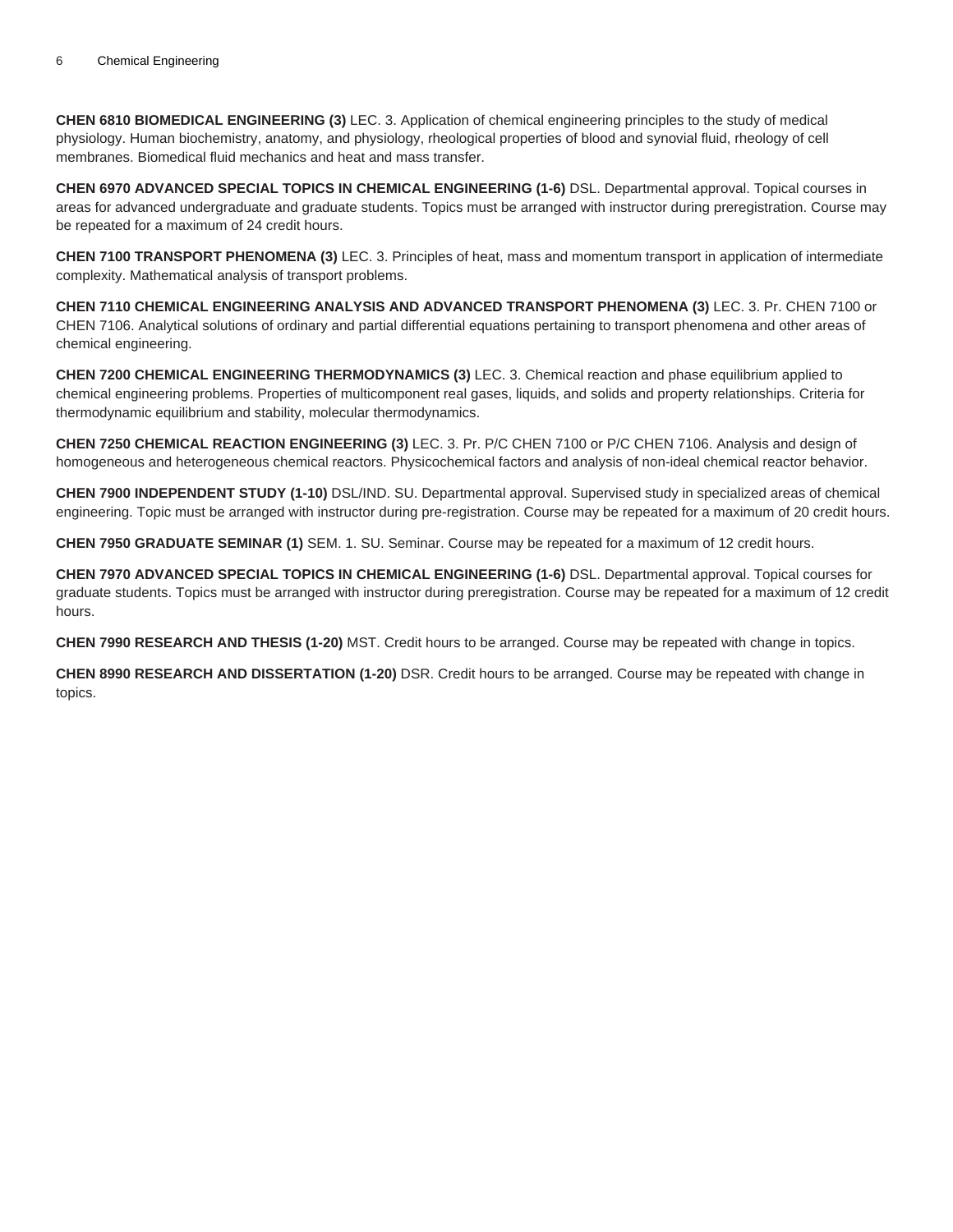**CHEN 6810 BIOMEDICAL ENGINEERING (3)** LEC. 3. Application of chemical engineering principles to the study of medical physiology. Human biochemistry, anatomy, and physiology, rheological properties of blood and synovial fluid, rheology of cell membranes. Biomedical fluid mechanics and heat and mass transfer.

**CHEN 6970 ADVANCED SPECIAL TOPICS IN CHEMICAL ENGINEERING (1-6)** DSL. Departmental approval. Topical courses in areas for advanced undergraduate and graduate students. Topics must be arranged with instructor during preregistration. Course may be repeated for a maximum of 24 credit hours.

**CHEN 7100 TRANSPORT PHENOMENA (3)** LEC. 3. Principles of heat, mass and momentum transport in application of intermediate complexity. Mathematical analysis of transport problems.

**CHEN 7110 CHEMICAL ENGINEERING ANALYSIS AND ADVANCED TRANSPORT PHENOMENA (3)** LEC. 3. Pr. CHEN 7100 or CHEN 7106. Analytical solutions of ordinary and partial differential equations pertaining to transport phenomena and other areas of chemical engineering.

**CHEN 7200 CHEMICAL ENGINEERING THERMODYNAMICS (3)** LEC. 3. Chemical reaction and phase equilibrium applied to chemical engineering problems. Properties of multicomponent real gases, liquids, and solids and property relationships. Criteria for thermodynamic equilibrium and stability, molecular thermodynamics.

**CHEN 7250 CHEMICAL REACTION ENGINEERING (3)** LEC. 3. Pr. P/C CHEN 7100 or P/C CHEN 7106. Analysis and design of homogeneous and heterogeneous chemical reactors. Physicochemical factors and analysis of non-ideal chemical reactor behavior.

**CHEN 7900 INDEPENDENT STUDY (1-10)** DSL/IND. SU. Departmental approval. Supervised study in specialized areas of chemical engineering. Topic must be arranged with instructor during pre-registration. Course may be repeated for a maximum of 20 credit hours.

**CHEN 7950 GRADUATE SEMINAR (1)** SEM. 1. SU. Seminar. Course may be repeated for a maximum of 12 credit hours.

**CHEN 7970 ADVANCED SPECIAL TOPICS IN CHEMICAL ENGINEERING (1-6)** DSL. Departmental approval. Topical courses for graduate students. Topics must be arranged with instructor during preregistration. Course may be repeated for a maximum of 12 credit hours.

**CHEN 7990 RESEARCH AND THESIS (1-20)** MST. Credit hours to be arranged. Course may be repeated with change in topics.

**CHEN 8990 RESEARCH AND DISSERTATION (1-20)** DSR. Credit hours to be arranged. Course may be repeated with change in topics.